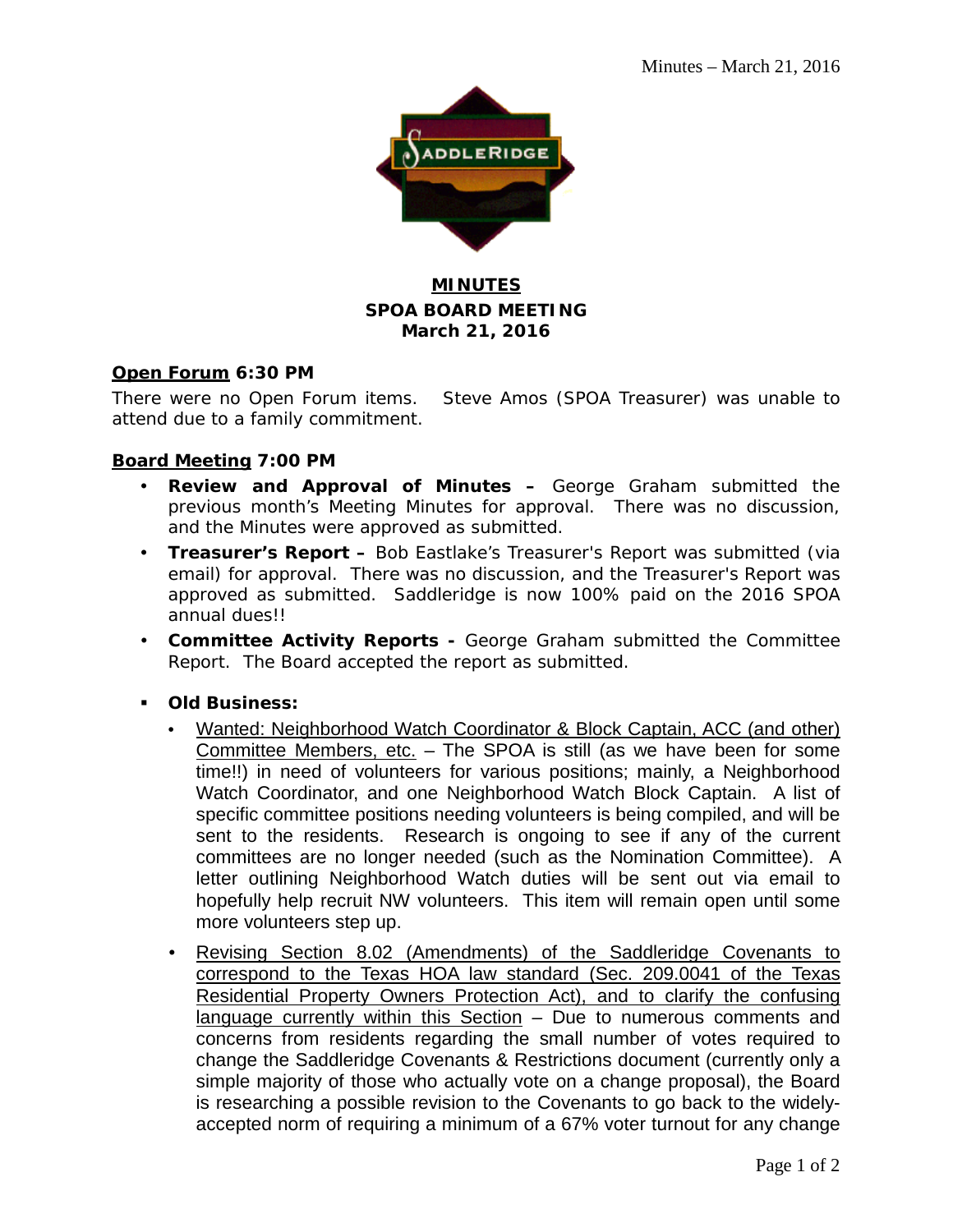# MINUTES

## SPOA BOARD MEETING

## March 21, 2016

**Open Forum 6:30 PM**

There were no Open Forum items. Steve Amos (SPOA Treasurer) was unable to attend due to a family commitment.

**Board Meeting 7:00 PM**

- **Review and Approval of Minutes –** George Graham submitted the previous month's Meeting Minutes for approval. There was no discussion, and the Minutes were approved as submitted.
- **Treasurer's Report –** Bob Eastlake's Treasurer's Report was submitted (via email) for approval. There was no discussion, and the Treasurer's Report was approved as submitted. Saddleridge is now 100% paid on the 2016 SPOA annual dues!!
- **Committee Activity Reports -** George Graham submitted the Committee Report. The Board accepted the report as submitted.

- **Old Business:**
  - Wanted: Neighborhood Watch Coordinator & Block Captain, ACC (and other) Committee Members, etc. – The SPOA is still (as we have been for some time!!) in need of volunteers for various positions; mainly, a Neighborhood Watch Coordinator, and one Neighborhood Watch Block Captain. A list of specific committee positions needing volunteers is being compiled, and will be sent to the residents. Research is ongoing to see if any of the current committees are no longer needed (such as the Nomination Committee). A letter outlining Neighborhood Watch duties will be sent out via email to hopefully help recruit NW volunteers. This item will remain open until some more volunteers step up.
  - Revising Section 8.02 (Amendments) of the Saddleridge Covenants to correspond to the Texas HOA law standard (Sec. 209.0041 of the Texas Residential Property Owners Protection Act), and to clarify the confusing language currently within this Section – Due to numerous comments and concerns from residents regarding the small number of votes required to change the Saddleridge Covenants & Restrictions document (currently only a simple majority of those who actually vote on a change proposal), the Board is researching a possible revision to the Covenants to go back to the widely-accepted norm of requiring a minimum of a 67% voter turnout for any change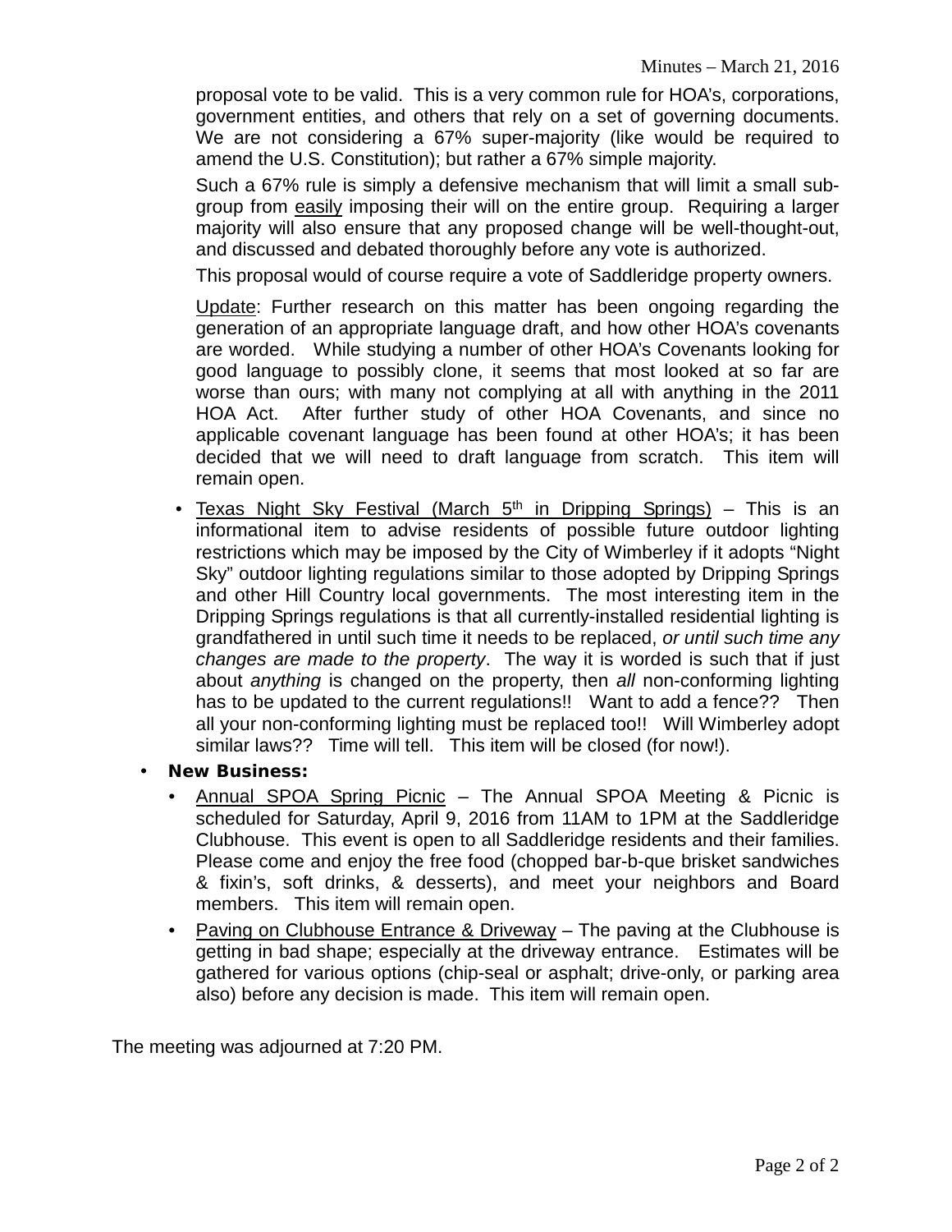proposal vote to be valid. This is a very common rule for HOA's, corporations, government entities, and others that rely on a set of governing documents. We are not considering a 67% super-majority (like would be required to amend the U.S. Constitution); but rather a 67% simple majority.

Such a 67% rule is simply a defensive mechanism that will limit a small sub-group from easily imposing their will on the entire group. Requiring a larger majority will also ensure that any proposed change will be well-thought-out, and discussed and debated thoroughly before any vote is authorized.

This proposal would of course require a vote of Saddleridge property owners.

Update: Further research on this matter has been ongoing regarding the generation of an appropriate language draft, and how other HOA's covenants are worded. While studying a number of other HOA's Covenants looking for good language to possibly clone, it seems that most looked at so far are worse than ours; with many not complying at all with anything in the 2011 HOA Act. After further study of other HOA Covenants, and since no applicable covenant language has been found at other HOA's; it has been decided that we will need to draft language from scratch. This item will remain open.

- Texas Night Sky Festival (March 5th in Dripping Springs) – This is an informational item to advise residents of possible future outdoor lighting restrictions which may be imposed by the City of Wimberley if it adopts "Night Sky" outdoor lighting regulations similar to those adopted by Dripping Springs and other Hill Country local governments. The most interesting item in the Dripping Springs regulations is that all currently-installed residential lighting is grandfathered in until such time it needs to be replaced, *or until such time any changes are made to the property*. The way it is worded is such that if just about *anything* is changed on the property, then *all* non-conforming lighting has to be updated to the current regulations!! Want to add a fence?? Then all your non-conforming lighting must be replaced too!! Will Wimberley adopt similar laws?? Time will tell. This item will be closed (for now!).

- **New Business:**
  - Annual SPOA Spring Picnic – The Annual SPOA Meeting & Picnic is scheduled for Saturday, April 9, 2016 from 11AM to 1PM at the Saddleridge Clubhouse. This event is open to all Saddleridge residents and their families. Please come and enjoy the free food (chopped bar-b-que brisket sandwiches & fixin's, soft drinks, & desserts), and meet your neighbors and Board members. This item will remain open.
  - Paving on Clubhouse Entrance & Driveway – The paving at the Clubhouse is getting in bad shape; especially at the driveway entrance. Estimates will be gathered for various options (chip-seal or asphalt; drive-only, or parking area also) before any decision is made. This item will remain open.

The meeting was adjourned at 7:20 PM.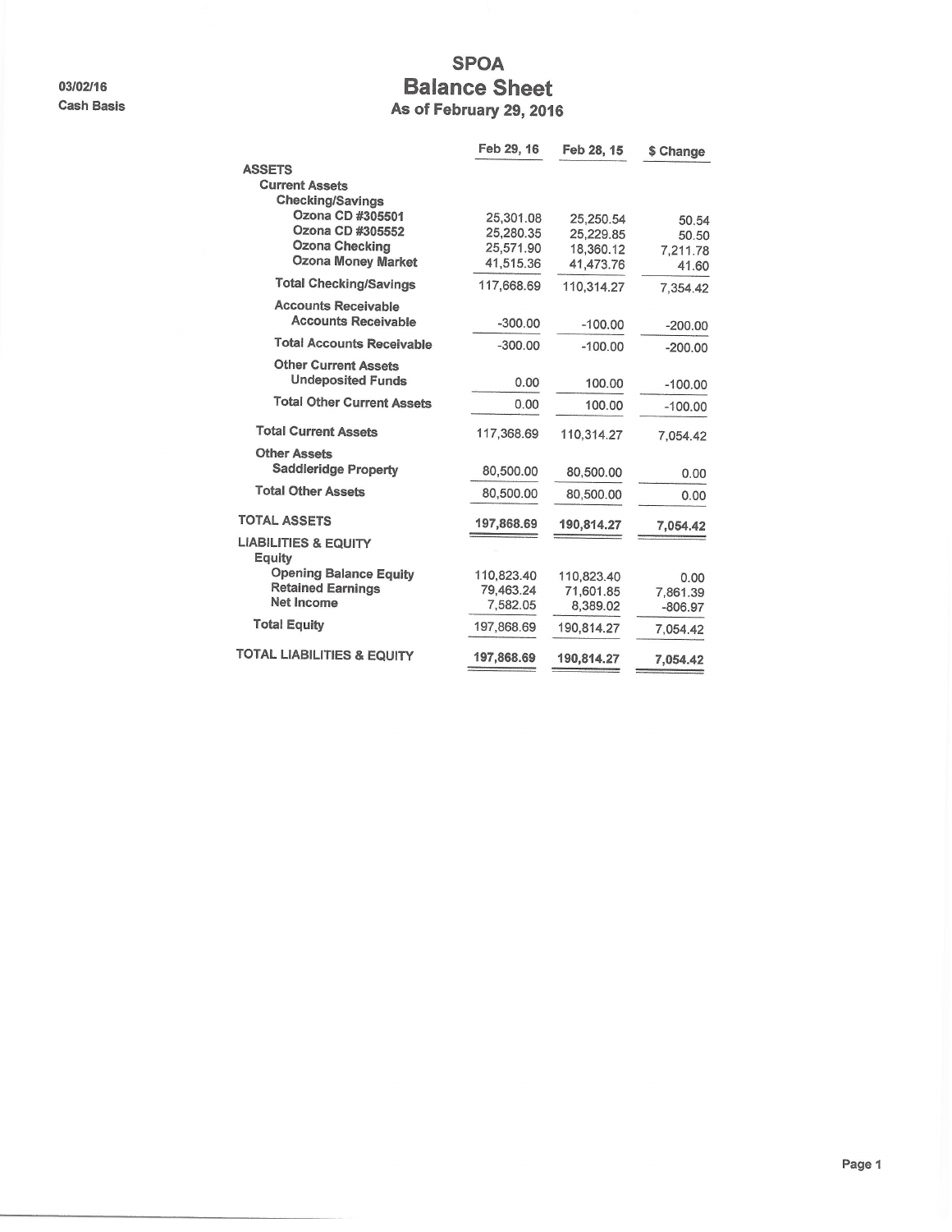03/02/16
Cash Basis

# SPOA
## Balance Sheet
### As of February 29, 2016

| | Feb 29, 16 | Feb 28, 15 | $ Change |
|---|---|---|---|
| **ASSETS** | | | |
| **Current Assets** | | | |
| **Checking/Savings** | | | |
| **Ozona CD #305501** | 25,301.08 | 25,250.54 | 50.54 |
| **Ozona CD #305552** | 25,280.35 | 25,229.85 | 50.50 |
| **Ozona Checking** | 25,571.90 | 18,360.12 | 7,211.78 |
| **Ozona Money Market** | 41,515.36 | 41,473.76 | 41.60 |
| **Total Checking/Savings** | 117,668.69 | 110,314.27 | 7,354.42 |
| **Accounts Receivable** | | | |
| **Accounts Receivable** | -300.00 | -100.00 | -200.00 |
| **Total Accounts Receivable** | -300.00 | -100.00 | -200.00 |
| **Other Current Assets** | | | |
| **Undeposited Funds** | 0.00 | 100.00 | -100.00 |
| **Total Other Current Assets** | 0.00 | 100.00 | -100.00 |
| **Total Current Assets** | 117,368.69 | 110,314.27 | 7,054.42 |
| **Other Assets** | | | |
| **Saddleridge Property** | 80,500.00 | 80,500.00 | 0.00 |
| **Total Other Assets** | 80,500.00 | 80,500.00 | 0.00 |
| **TOTAL ASSETS** | **197,868.69** | **190,814.27** | **7,054.42** |
| **LIABILITIES & EQUITY** | | | |
| **Equity** | | | |
| **Opening Balance Equity** | 110,823.40 | 110,823.40 | 0.00 |
| **Retained Earnings** | 79,463.24 | 71,601.85 | 7,861.39 |
| **Net Income** | 7,582.05 | 8,389.02 | -806.97 |
| **Total Equity** | 197,868.69 | 190,814.27 | 7,054.42 |
| **TOTAL LIABILITIES & EQUITY** | **197,868.69** | **190,814.27** | **7,054.42** |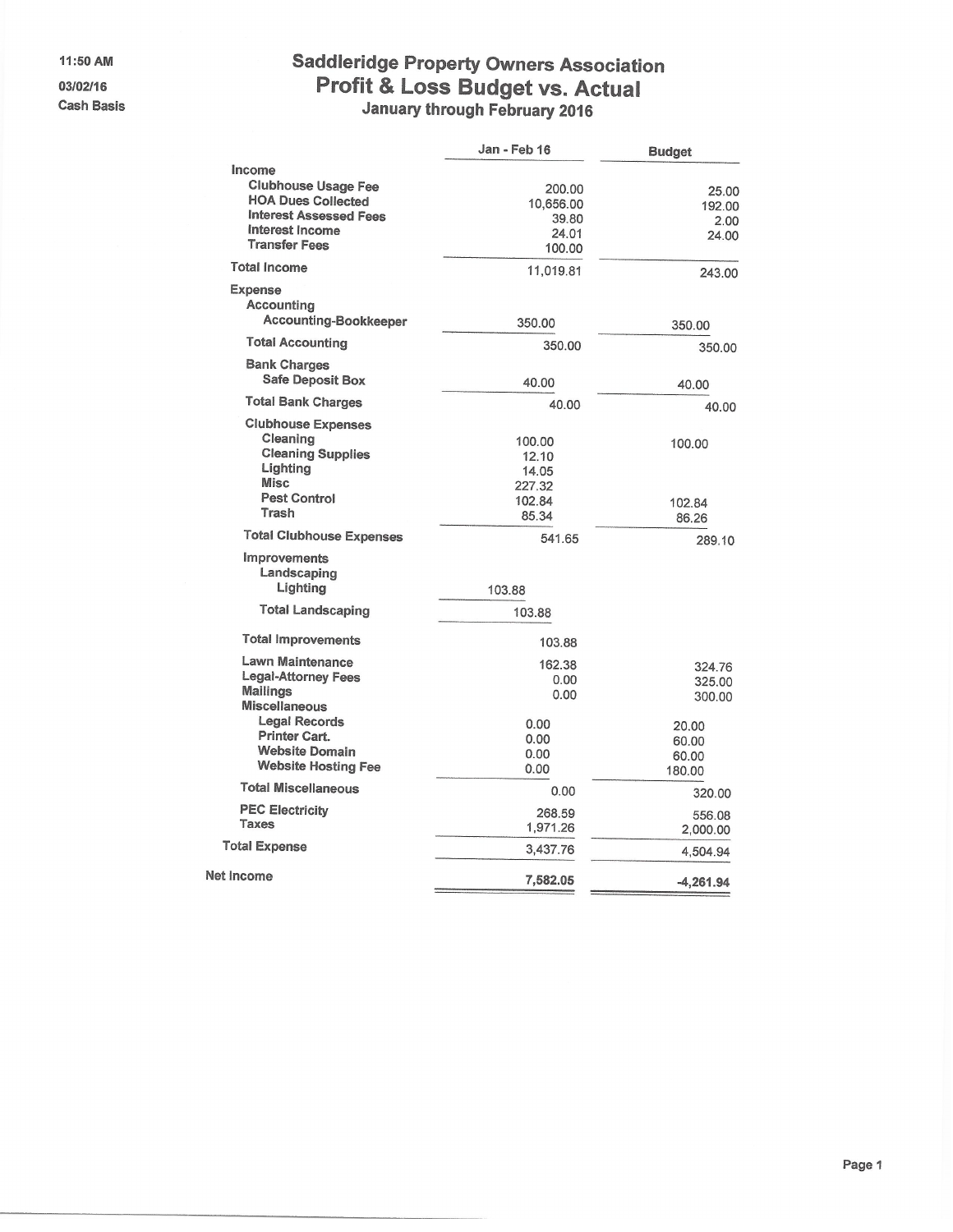11:50 AM
03/02/16
Cash Basis

# Saddleridge Property Owners Association
## Profit & Loss Budget vs. Actual
### January through February 2016

| | Jan - Feb 16 | Budget |
|---|---|---|
| **Income** | | |
| Clubhouse Usage Fee | 200.00 | 25.00 |
| HOA Dues Collected | 10,656.00 | 192.00 |
| Interest Assessed Fees | 39.80 | 2.00 |
| Interest Income | 24.01 | 24.00 |
| Transfer Fees | 100.00 | |
| **Total Income** | 11,019.81 | 243.00 |
| **Expense** | | |
| Accounting | | |
| Accounting-Bookkeeper | 350.00 | 350.00 |
| **Total Accounting** | 350.00 | 350.00 |
| Bank Charges | | |
| Safe Deposit Box | 40.00 | 40.00 |
| **Total Bank Charges** | 40.00 | 40.00 |
| Clubhouse Expenses | | |
| Cleaning | 100.00 | 100.00 |
| Cleaning Supplies | 12.10 | |
| Lighting | 14.05 | |
| Misc | 227.32 | |
| Pest Control | 102.84 | 102.84 |
| Trash | 85.34 | 86.26 |
| **Total Clubhouse Expenses** | 541.65 | 289.10 |
| Improvements | | |
| Landscaping | | |
| Lighting | 103.88 | |
| **Total Landscaping** | 103.88 | |
| **Total Improvements** | 103.88 | |
| Lawn Maintenance | 162.38 | 324.76 |
| Legal-Attorney Fees | 0.00 | 325.00 |
| Mailings | 0.00 | 300.00 |
| Miscellaneous | | |
| Legal Records | 0.00 | 20.00 |
| Printer Cart. | 0.00 | 60.00 |
| Website Domain | 0.00 | 60.00 |
| Website Hosting Fee | 0.00 | 180.00 |
| **Total Miscellaneous** | 0.00 | 320.00 |
| PEC Electricity | 268.59 | 556.08 |
| Taxes | 1,971.26 | 2,000.00 |
| **Total Expense** | 3,437.76 | 4,504.94 |
| **Net Income** | 7,582.05 | -4,261.94 |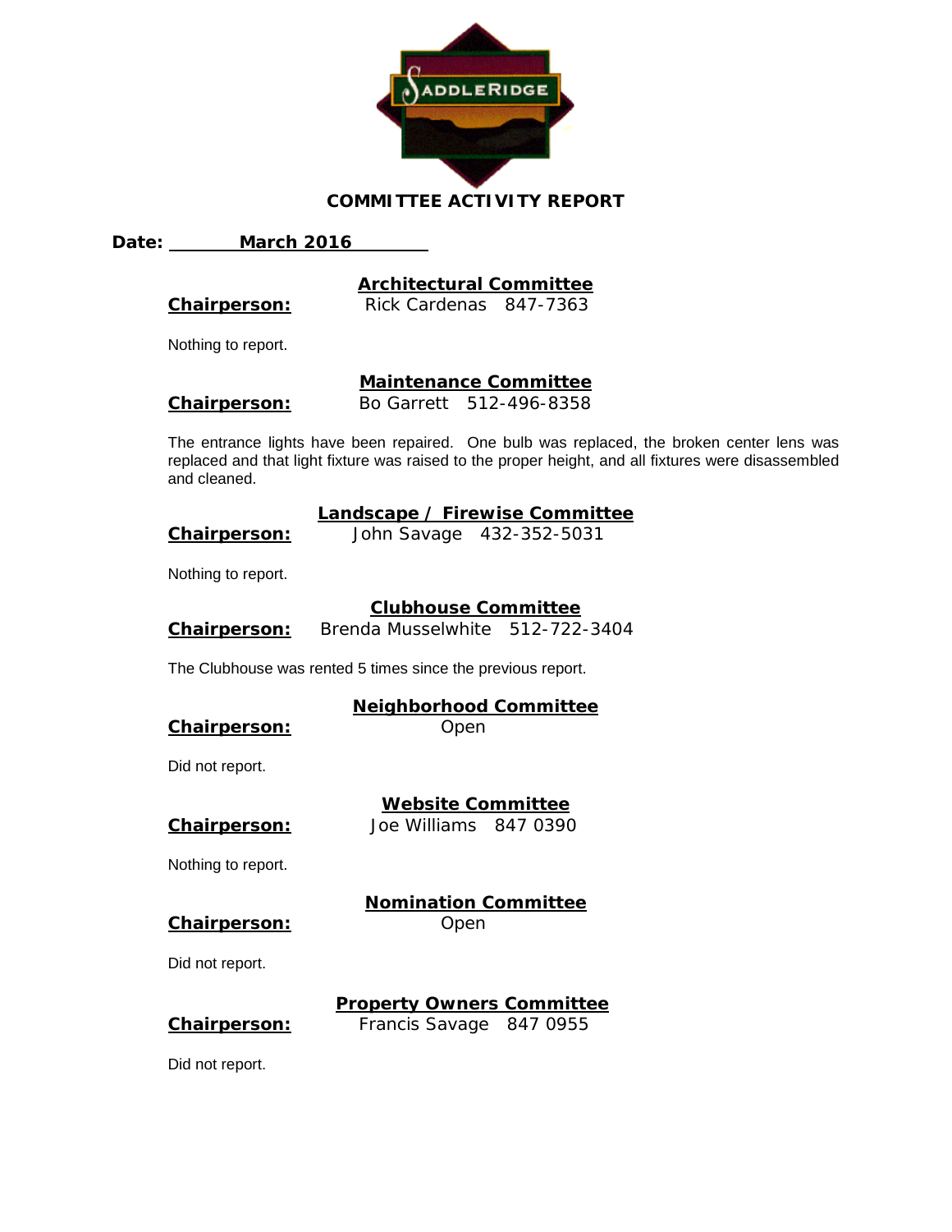# COMMITTEE ACTIVITY REPORT

**Date: March 2016**

## Architectural Committee

**Chairperson:** Rick Cardenas 847-7363

Nothing to report.

## Maintenance Committee

**Chairperson:** Bo Garrett 512-496-8358

The entrance lights have been repaired. One bulb was replaced, the broken center lens was replaced and that light fixture was raised to the proper height, and all fixtures were disassembled and cleaned.

## Landscape / Firewise Committee

**Chairperson:** John Savage 432-352-5031

Nothing to report.

## Clubhouse Committee

**Chairperson:** Brenda Musselwhite 512-722-3404

The Clubhouse was rented 5 times since the previous report.

## Neighborhood Committee

**Chairperson:** Open

Did not report.

## Website Committee

**Chairperson:** Joe Williams 847 0390

Nothing to report.

## Nomination Committee

**Chairperson:** Open

Did not report.

## Property Owners Committee

**Chairperson:** Francis Savage 847 0955

Did not report.